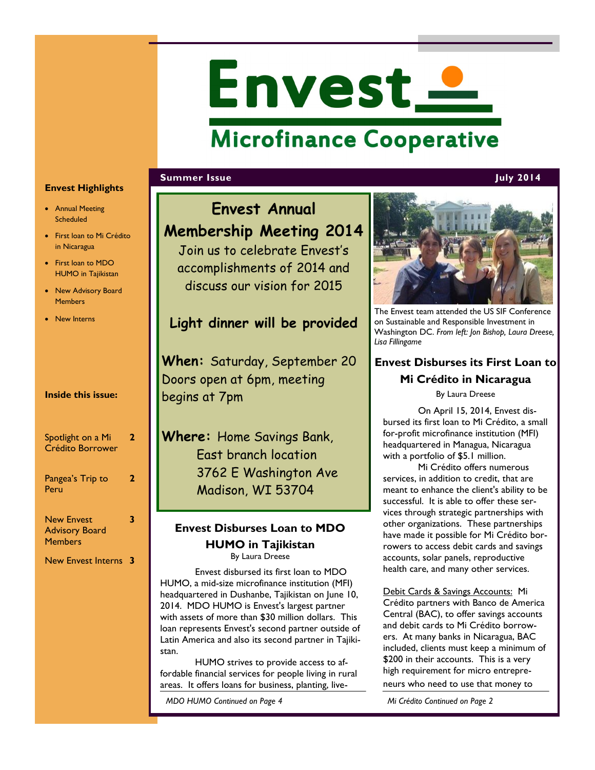# Envest

## Microfinance Cooperative

**Summer Issue** — **July 2014**

### Envest Highlights

- Annual Meeting Scheduled
- First loan to Mi Crédito in Nicaragua
- First loan to MDO HUMO in Tajikistan
- New Advisory Board Members
- New Interns

### Inside this issue:

| | |
|---|---|
| Spotlight on a Mi Crédito Borrower | 2 |
| Pangea's Trip to Peru | 2 |
| New Envest Advisory Board Members | 3 |
| New Envest Interns | 3 |

## Envest Annual Membership Meeting 2014

Join us to celebrate Envest's accomplishments of 2014 and discuss our vision for 2015

**Light dinner will be provided**

**When:** Saturday, September 20
Doors open at 6pm, meeting begins at 7pm

**Where:** Home Savings Bank,
East branch location
3762 E Washington Ave
Madison, WI 53704

## Envest Disburses Loan to MDO HUMO in Tajikistan

By Laura Dreese

Envest disbursed its first loan to MDO HUMO, a mid-size microfinance institution (MFI) headquartered in Dushanbe, Tajikistan on June 10, 2014. MDO HUMO is Envest's largest partner with assets of more than $30 million dollars. This loan represents Envest's second partner outside of Latin America and also its second partner in Tajikistan.

HUMO strives to provide access to affordable financial services for people living in rural areas. It offers loans for business, planting, live-

*MDO HUMO Continued on Page 4*

The Envest team attended the US SIF Conference on Sustainable and Responsible Investment in Washington DC. *From left: Jon Bishop, Laura Dreese, Lisa Fillingame*

## Envest Disburses its First Loan to Mi Crédito in Nicaragua

By Laura Dreese

On April 15, 2014, Envest disbursed its first loan to Mi Crédito, a small for-profit microfinance institution (MFI) headquartered in Managua, Nicaragua with a portfolio of $5.1 million.

Mi Crédito offers numerous services, in addition to credit, that are meant to enhance the client's ability to be successful. It is able to offer these services through strategic partnerships with other organizations. These partnerships have made it possible for Mi Crédito borrowers to access debit cards and savings accounts, solar panels, reproductive health care, and many other services.

Debit Cards & Savings Accounts: Mi Crédito partners with Banco de America Central (BAC), to offer savings accounts and debit cards to Mi Crédito borrowers. At many banks in Nicaragua, BAC included, clients must keep a minimum of $200 in their accounts. This is a very high requirement for micro entrepreneurs who need to use that money to

*Mi Crédito Continued on Page 2*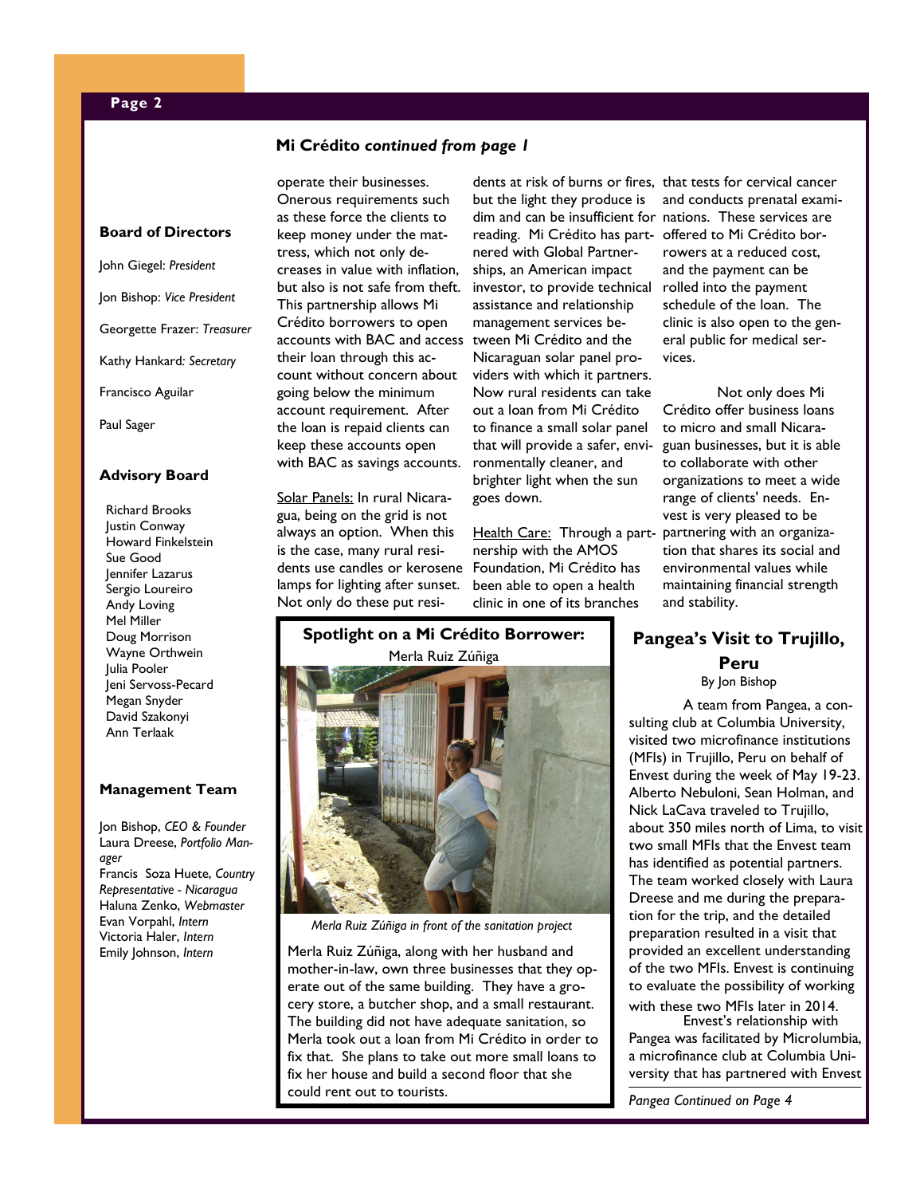## Mi Crédito *continued from page 1*

operate their businesses. Onerous requirements such as these force the clients to keep money under the mattress, which not only decreases in value with inflation, but also is not safe from theft. This partnership allows Mi Crédito borrowers to open accounts with BAC and access their loan through this account without concern about going below the minimum account requirement. After the loan is repaid clients can keep these accounts open with BAC as savings accounts.

Solar Panels: In rural Nicaragua, being on the grid is not always an option. When this is the case, many rural residents use candles or kerosene lamps for lighting after sunset. Not only do these put residents at risk of burns or fires, but the light they produce is dim and can be insufficient for reading. Mi Crédito has partnered with Global Partnerships, an American impact investor, to provide technical assistance and relationship management services between Mi Crédito and the Nicaraguan solar panel providers with which it partners. Now rural residents can take out a loan from Mi Crédito to finance a small solar panel that will provide a safer, environmentally cleaner, and brighter light when the sun goes down.

Health Care: Through a partnership with the AMOS Foundation, Mi Crédito has been able to open a health clinic in one of its branches that tests for cervical cancer and conducts prenatal examinations. These services are offered to Mi Crédito borrowers at a reduced cost, and the payment can be rolled into the payment schedule of the loan. The clinic is also open to the general public for medical services.

Not only does Mi Crédito offer business loans to micro and small Nicaraguan businesses, but it is able to collaborate with other organizations to meet a wide range of clients' needs. Envest is very pleased to be partnering with an organization that shares its social and environmental values while maintaining financial strength and stability.

### Spotlight on a Mi Crédito Borrower:

Merla Ruiz Zúñiga

*Merla Ruiz Zúñiga in front of the sanitation project*

Merla Ruiz Zúñiga, along with her husband and mother-in-law, own three businesses that they operate out of the same building. They have a grocery store, a butcher shop, and a small restaurant. The building did not have adequate sanitation, so Merla took out a loan from Mi Crédito in order to fix that. She plans to take out more small loans to fix her house and build a second floor that she could rent out to tourists.

## Pangea's Visit to Trujillo, Peru

By Jon Bishop

A team from Pangea, a consulting club at Columbia University, visited two microfinance institutions (MFIs) in Trujillo, Peru on behalf of Envest during the week of May 19-23. Alberto Nebuloni, Sean Holman, and Nick LaCava traveled to Trujillo, about 350 miles north of Lima, to visit two small MFIs that the Envest team has identified as potential partners. The team worked closely with Laura Dreese and me during the preparation for the trip, and the detailed preparation resulted in a visit that provided an excellent understanding of the two MFIs. Envest is continuing to evaluate the possibility of working with these two MFIs later in 2014.

Envest's relationship with Pangea was facilitated by Microlumbia, a microfinance club at Columbia University that has partnered with Envest

*Pangea Continued on Page 4*

---

### Board of Directors

John Giegel: *President*

Jon Bishop: *Vice President*

Georgette Frazer: *Treasurer*

Kathy Hankard: *Secretary*

Francisco Aguilar

Paul Sager

### Advisory Board

Richard Brooks
Justin Conway
Howard Finkelstein
Sue Good
Jennifer Lazarus
Sergio Loureiro
Andy Loving
Mel Miller
Doug Morrison
Wayne Orthwein
Julia Pooler
Jeni Servoss-Pecard
Megan Snyder
David Szakonyi
Ann Terlaak

### Management Team

Jon Bishop, *CEO & Founder*
Laura Dreese, *Portfolio Manager*
Francis Soza Huete, *Country Representative - Nicaragua*
Haluna Zenko, *Webmaster*
Evan Vorpahl, *Intern*
Victoria Haler, *Intern*
Emily Johnson, *Intern*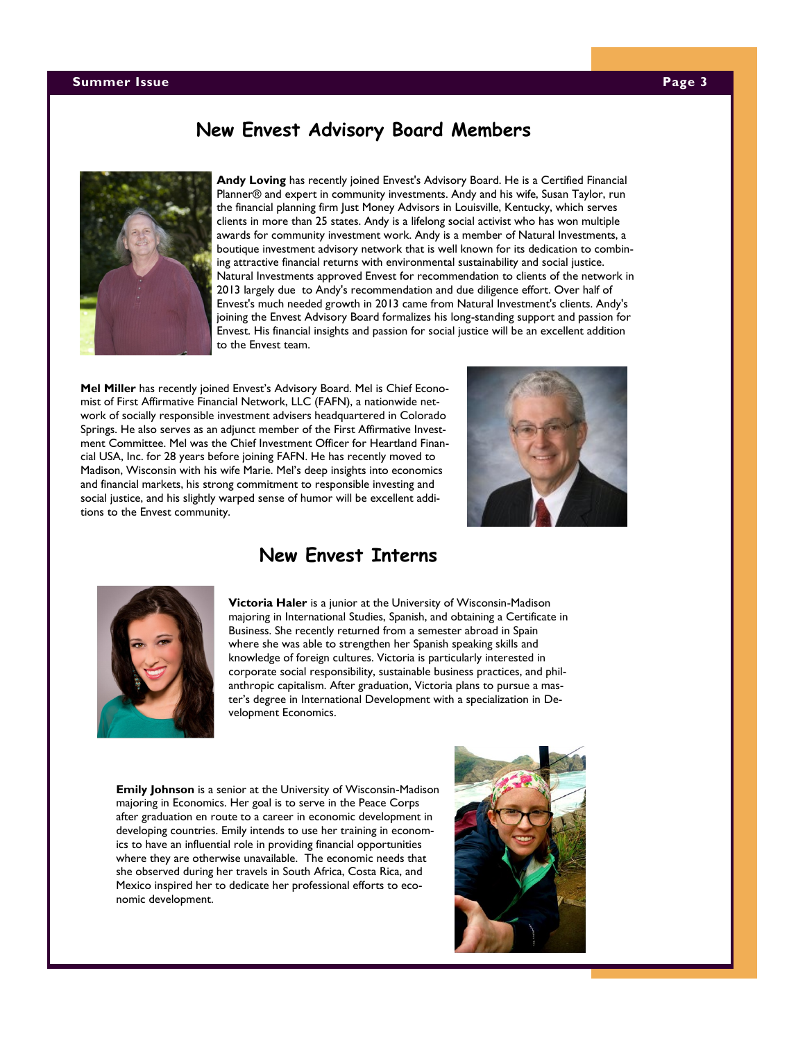## New Envest Advisory Board Members

**Andy Loving** has recently joined Envest's Advisory Board. He is a Certified Financial Planner® and expert in community investments. Andy and his wife, Susan Taylor, run the financial planning firm Just Money Advisors in Louisville, Kentucky, which serves clients in more than 25 states. Andy is a lifelong social activist who has won multiple awards for community investment work. Andy is a member of Natural Investments, a boutique investment advisory network that is well known for its dedication to combining attractive financial returns with environmental sustainability and social justice. Natural Investments approved Envest for recommendation to clients of the network in 2013 largely due to Andy's recommendation and due diligence effort. Over half of Envest's much needed growth in 2013 came from Natural Investment's clients. Andy's joining the Envest Advisory Board formalizes his long-standing support and passion for Envest. His financial insights and passion for social justice will be an excellent addition to the Envest team.

**Mel Miller** has recently joined Envest's Advisory Board. Mel is Chief Economist of First Affirmative Financial Network, LLC (FAFN), a nationwide network of socially responsible investment advisers headquartered in Colorado Springs. He also serves as an adjunct member of the First Affirmative Investment Committee. Mel was the Chief Investment Officer for Heartland Financial USA, Inc. for 28 years before joining FAFN. He has recently moved to Madison, Wisconsin with his wife Marie. Mel's deep insights into economics and financial markets, his strong commitment to responsible investing and social justice, and his slightly warped sense of humor will be excellent additions to the Envest community.

## New Envest Interns

**Victoria Haler** is a junior at the University of Wisconsin-Madison majoring in International Studies, Spanish, and obtaining a Certificate in Business. She recently returned from a semester abroad in Spain where she was able to strengthen her Spanish speaking skills and knowledge of foreign cultures. Victoria is particularly interested in corporate social responsibility, sustainable business practices, and philanthropic capitalism. After graduation, Victoria plans to pursue a master's degree in International Development with a specialization in Development Economics.

**Emily Johnson** is a senior at the University of Wisconsin-Madison majoring in Economics. Her goal is to serve in the Peace Corps after graduation en route to a career in economic development in developing countries. Emily intends to use her training in economics to have an influential role in providing financial opportunities where they are otherwise unavailable. The economic needs that she observed during her travels in South Africa, Costa Rica, and Mexico inspired her to dedicate her professional efforts to economic development.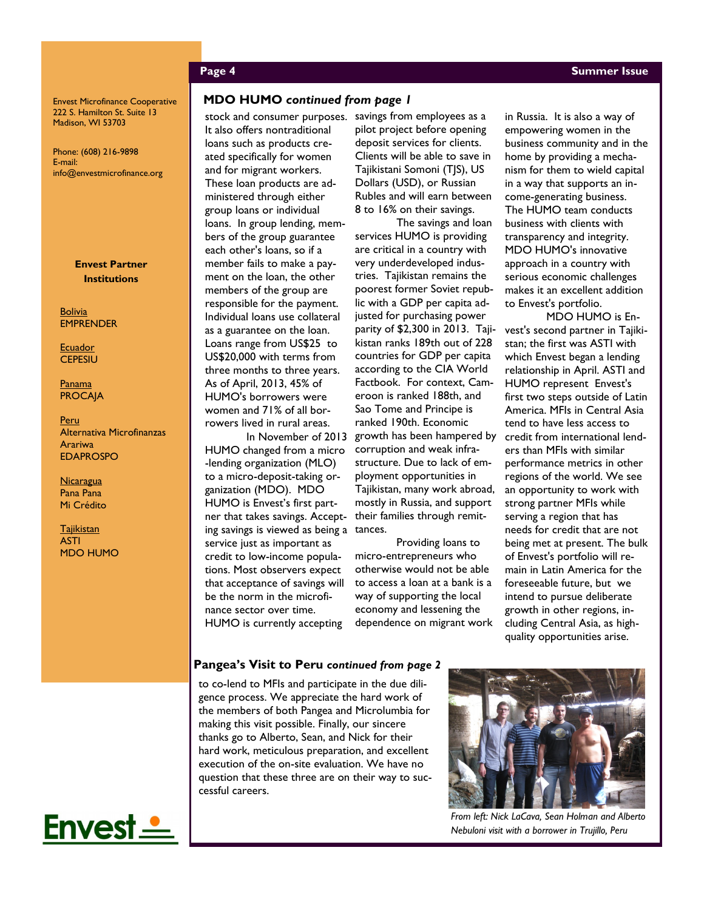Envest Microfinance Cooperative
222 S. Hamilton St. Suite 13
Madison, WI 53703

Phone: (608) 216-9898
E-mail:
info@envestmicrofinance.org

**Envest Partner Institutions**

Bolivia
EMPRENDER

Ecuador
CEPESIU

Panama
PROCAJA

Peru
Alternativa Microfinanzas
Arariwa
EDAPROSPO

Nicaragua
Pana Pana
Mi Crédito

Tajikistan
ASTI
MDO HUMO

## MDO HUMO *continued from page 1*

stock and consumer purposes. It also offers nontraditional loans such as products created specifically for women and for migrant workers. These loan products are administered through either group loans or individual loans. In group lending, members of the group guarantee each other's loans, so if a member fails to make a payment on the loan, the other members of the group are responsible for the payment. Individual loans use collateral as a guarantee on the loan. Loans range from US$25 to US$20,000 with terms from three months to three years. As of April, 2013, 45% of HUMO's borrowers were women and 71% of all borrowers lived in rural areas.

In November of 2013 HUMO changed from a micro-lending organization (MLO) to a micro-deposit-taking organization (MDO). MDO HUMO is Envest's first partner that takes savings. Accepting savings is viewed as being a service just as important as credit to low-income populations. Most observers expect that acceptance of savings will be the norm in the microfinance sector over time. HUMO is currently accepting savings from employees as a pilot project before opening deposit services for clients. Clients will be able to save in Tajikistani Somoni (TJS), US Dollars (USD), or Russian Rubles and will earn between 8 to 16% on their savings.

The savings and loan services HUMO is providing are critical in a country with very underdeveloped industries. Tajikistan remains the poorest former Soviet republic with a GDP per capita adjusted for purchasing power parity of $2,300 in 2013. Tajikistan ranks 189th out of 228 countries for GDP per capita according to the CIA World Factbook. For context, Cameroon is ranked 188th, and Sao Tome and Principe is ranked 190th. Economic growth has been hampered by corruption and weak infrastructure. Due to lack of employment opportunities in Tajikistan, many work abroad, mostly in Russia, and support their families through remittances.

Providing loans to micro-entrepreneurs who otherwise would not be able to access a loan at a bank is a way of supporting the local economy and lessening the dependence on migrant work in Russia. It is also a way of empowering women in the business community and in the home by providing a mechanism for them to wield capital in a way that supports an income-generating business. The HUMO team conducts business with clients with transparency and integrity. MDO HUMO's innovative approach in a country with serious economic challenges makes it an excellent addition to Envest's portfolio.

MDO HUMO is Envest's second partner in Tajikistan; the first was ASTI with which Envest began a lending relationship in April. ASTI and HUMO represent Envest's first two steps outside of Latin America. MFIs in Central Asia tend to have less access to credit from international lenders than MFIs with similar performance metrics in other regions of the world. We see an opportunity to work with strong partner MFIs while serving a region that has needs for credit that are not being met at present. The bulk of Envest's portfolio will remain in Latin America for the foreseeable future, but we intend to pursue deliberate growth in other regions, including Central Asia, as high-quality opportunities arise.

## Pangea's Visit to Peru *continued from page 2*

to co-lend to MFIs and participate in the due diligence process. We appreciate the hard work of the members of both Pangea and Microlumbia for making this visit possible. Finally, our sincere thanks go to Alberto, Sean, and Nick for their hard work, meticulous preparation, and excellent execution of the on-site evaluation. We have no question that these three are on their way to successful careers.

*From left: Nick LaCava, Sean Holman and Alberto Nebuloni visit with a borrower in Trujillo, Peru*

Envest